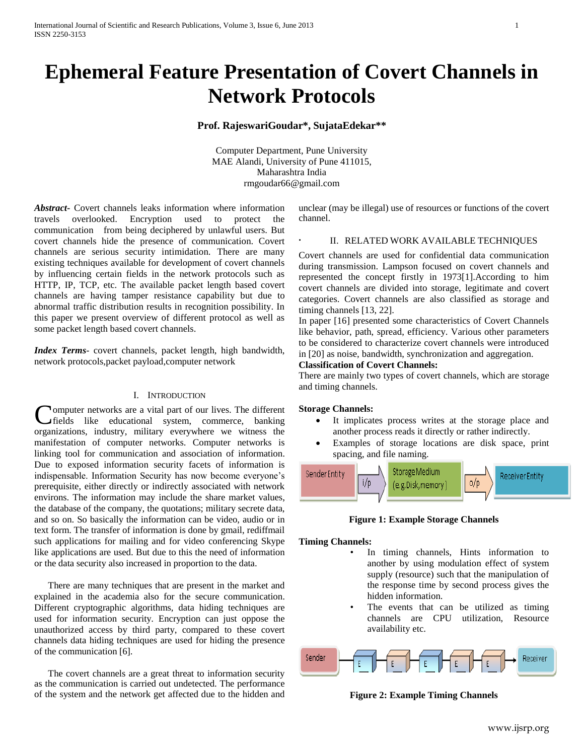# Ephemeral Feature Presentation of Covert Channels in Network Protocols

**Prof. RajeswariGoudar\*, SujataEdekar\*\***

Computer Department, Pune University
MAE Alandi, University of Pune 411015,
Maharashtra India
rmgoudar66@gmail.com

***Abstract***- Covert channels leaks information where information travels overlooked. Encryption used to protect the communication from being deciphered by unlawful users. But covert channels hide the presence of communication. Covert channels are serious security intimidation. There are many existing techniques available for development of covert channels by influencing certain fields in the network protocols such as HTTP, IP, TCP, etc. The available packet length based covert channels are having tamper resistance capability but due to abnormal traffic distribution results in recognition possibility. In this paper we present overview of different protocol as well as some packet length based covert channels.

***Index Terms***- covert channels, packet length, high bandwidth, network protocols,packet payload,computer network

## I. Introduction

Computer networks are a vital part of our lives. The different fields like educational system, commerce, banking organizations, industry, military everywhere we witness the manifestation of computer networks. Computer networks is linking tool for communication and association of information. Due to exposed information security facets of information is indispensable. Information Security has now become everyone's prerequisite, either directly or indirectly associated with network environs. The information may include the share market values, the database of the company, the quotations; military secrete data, and so on. So basically the information can be video, audio or in text form. The transfer of information is done by gmail, rediffmail such applications for mailing and for video conferencing Skype like applications are used. But due to this the need of information or the data security also increased in proportion to the data.

There are many techniques that are present in the market and explained in the academia also for the secure communication. Different cryptographic algorithms, data hiding techniques are used for information security. Encryption can just oppose the unauthorized access by third party, compared to these covert channels data hiding techniques are used for hiding the presence of the communication [6].

The covert channels are a great threat to information security as the communication is carried out undetected. The performance of the system and the network get affected due to the hidden and unclear (may be illegal) use of resources or functions of the covert channel.

## II. Related Work Available Techniques

Covert channels are used for confidential data communication during transmission. Lampson focused on covert channels and represented the concept firstly in 1973[1].According to him covert channels are divided into storage, legitimate and covert categories. Covert channels are also classified as storage and timing channels [13, 22].

In paper [16] presented some characteristics of Covert Channels like behavior, path, spread, efficiency. Various other parameters to be considered to characterize covert channels were introduced in [20] as noise, bandwidth, synchronization and aggregation.

**Classification of Covert Channels:**

There are mainly two types of covert channels, which are storage and timing channels.

**Storage Channels:**

- It implicates process writes at the storage place and another process reads it directly or rather indirectly.
- Examples of storage locations are disk space, print spacing, and file naming.

Sender Entity → i/p → Storage Medium (e.g.Disk,memory) → o/p → Receiver Entity

**Figure 1: Example Storage Channels**

**Timing Channels:**

- In timing channels, Hints information to another by using modulation effect of system supply (resource) such that the manipulation of the response time by second process gives the hidden information.
- The events that can be utilized as timing channels are CPU utilization, Resource availability etc.

Sender → E → E → E → E → E → Receiver

**Figure 2: Example Timing Channels**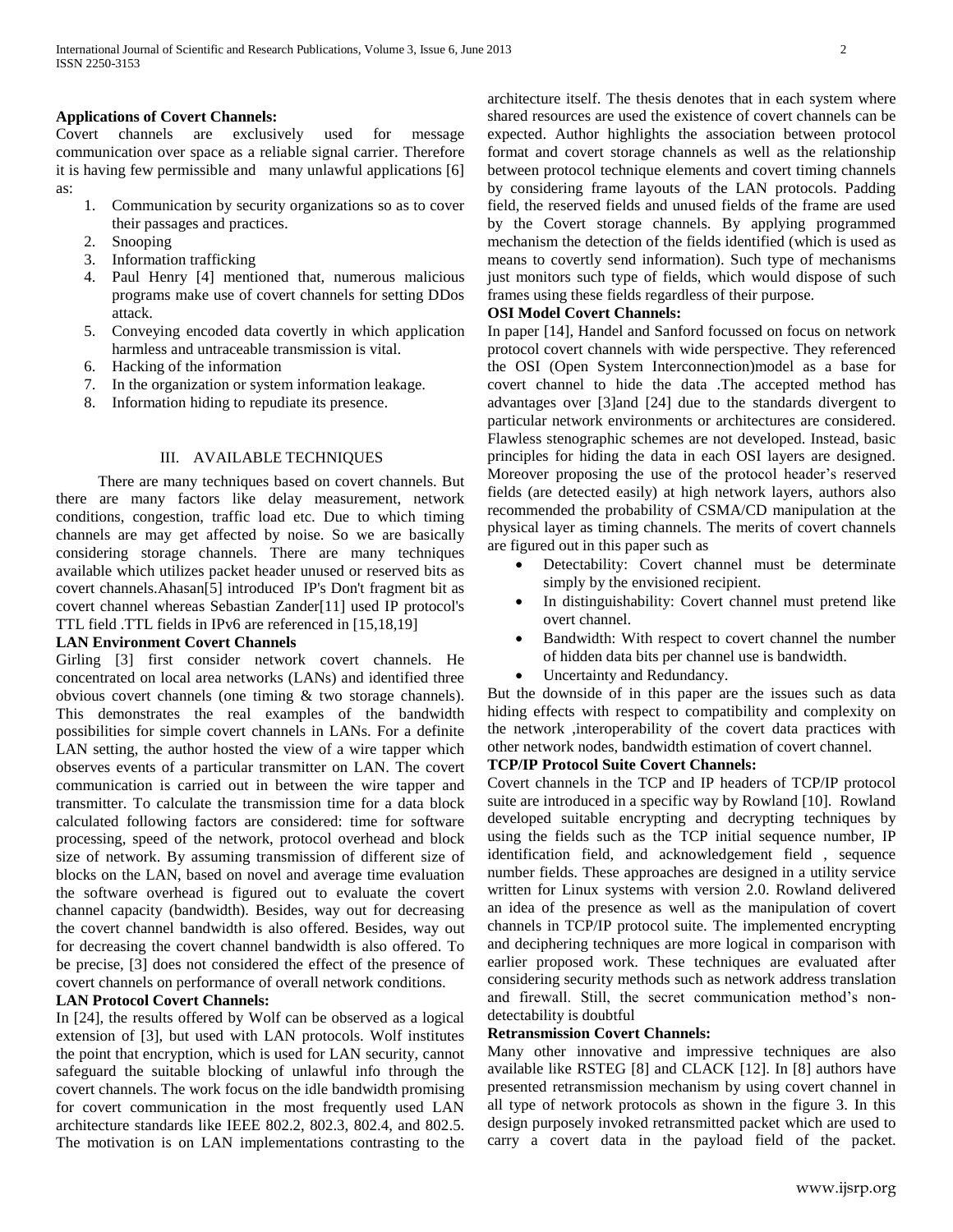**Applications of Covert Channels:**

Covert channels are exclusively used for message communication over space as a reliable signal carrier. Therefore it is having few permissible and many unlawful applications [6] as:

1. Communication by security organizations so as to cover their passages and practices.
2. Snooping
3. Information trafficking
4. Paul Henry [4] mentioned that, numerous malicious programs make use of covert channels for setting DDos attack.
5. Conveying encoded data covertly in which application harmless and untraceable transmission is vital.
6. Hacking of the information
7. In the organization or system information leakage.
8. Information hiding to repudiate its presence.

## III. AVAILABLE TECHNIQUES

There are many techniques based on covert channels. But there are many factors like delay measurement, network conditions, congestion, traffic load etc. Due to which timing channels are may get affected by noise. So we are basically considering storage channels. There are many techniques available which utilizes packet header unused or reserved bits as covert channels.Ahasan[5] introduced IP's Don't fragment bit as covert channel whereas Sebastian Zander[11] used IP protocol's TTL field .TTL fields in IPv6 are referenced in [15,18,19]

**LAN Environment Covert Channels**

Girling [3] first consider network covert channels. He concentrated on local area networks (LANs) and identified three obvious covert channels (one timing & two storage channels). This demonstrates the real examples of the bandwidth possibilities for simple covert channels in LANs. For a definite LAN setting, the author hosted the view of a wire tapper which observes events of a particular transmitter on LAN. The covert communication is carried out in between the wire tapper and transmitter. To calculate the transmission time for a data block calculated following factors are considered: time for software processing, speed of the network, protocol overhead and block size of network. By assuming transmission of different size of blocks on the LAN, based on novel and average time evaluation the software overhead is figured out to evaluate the covert channel capacity (bandwidth). Besides, way out for decreasing the covert channel bandwidth is also offered. Besides, way out for decreasing the covert channel bandwidth is also offered. To be precise, [3] does not considered the effect of the presence of covert channels on performance of overall network conditions.

**LAN Protocol Covert Channels:**

In [24], the results offered by Wolf can be observed as a logical extension of [3], but used with LAN protocols. Wolf institutes the point that encryption, which is used for LAN security, cannot safeguard the suitable blocking of unlawful info through the covert channels. The work focus on the idle bandwidth promising for covert communication in the most frequently used LAN architecture standards like IEEE 802.2, 802.3, 802.4, and 802.5. The motivation is on LAN implementations contrasting to the architecture itself. The thesis denotes that in each system where shared resources are used the existence of covert channels can be expected. Author highlights the association between protocol format and covert storage channels as well as the relationship between protocol technique elements and covert timing channels by considering frame layouts of the LAN protocols. Padding field, the reserved fields and unused fields of the frame are used by the Covert storage channels. By applying programmed mechanism the detection of the fields identified (which is used as means to covertly send information). Such type of mechanisms just monitors such type of fields, which would dispose of such frames using these fields regardless of their purpose.

**OSI Model Covert Channels:**

In paper [14], Handel and Sanford focussed on focus on network protocol covert channels with wide perspective. They referenced the OSI (Open System Interconnection)model as a base for covert channel to hide the data .The accepted method has advantages over [3]and [24] due to the standards divergent to particular network environments or architectures are considered. Flawless stenographic schemes are not developed. Instead, basic principles for hiding the data in each OSI layers are designed. Moreover proposing the use of the protocol header's reserved fields (are detected easily) at high network layers, authors also recommended the probability of CSMA/CD manipulation at the physical layer as timing channels. The merits of covert channels are figured out in this paper such as

- Detectability: Covert channel must be determinate simply by the envisioned recipient.
- In distinguishability: Covert channel must pretend like overt channel.
- Bandwidth: With respect to covert channel the number of hidden data bits per channel use is bandwidth.
- Uncertainty and Redundancy.

But the downside of in this paper are the issues such as data hiding effects with respect to compatibility and complexity on the network ,interoperability of the covert data practices with other network nodes, bandwidth estimation of covert channel.

**TCP/IP Protocol Suite Covert Channels:**

Covert channels in the TCP and IP headers of TCP/IP protocol suite are introduced in a specific way by Rowland [10]. Rowland developed suitable encrypting and decrypting techniques by using the fields such as the TCP initial sequence number, IP identification field, and acknowledgement field , sequence number fields. These approaches are designed in a utility service written for Linux systems with version 2.0. Rowland delivered an idea of the presence as well as the manipulation of covert channels in TCP/IP protocol suite. The implemented encrypting and deciphering techniques are more logical in comparison with earlier proposed work. These techniques are evaluated after considering security methods such as network address translation and firewall. Still, the secret communication method's non-detectability is doubtful

**Retransmission Covert Channels:**

Many other innovative and impressive techniques are also available like RSTEG [8] and CLACK [12]. In [8] authors have presented retransmission mechanism by using covert channel in all type of network protocols as shown in the figure 3. In this design purposely invoked retransmitted packet which are used to carry a covert data in the payload field of the packet.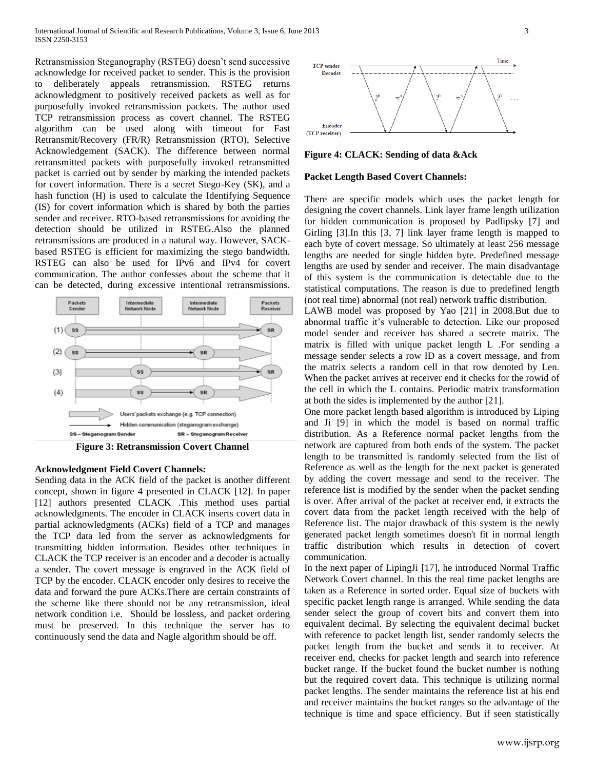Retransmission Steganography (RSTEG) doesn't send successive acknowledge for received packet to sender. This is the provision to deliberately appeals retransmission. RSTEG returns acknowledgment to positively received packets as well as for purposefully invoked retransmission packets. The author used TCP retransmission process as covert channel. The RSTEG algorithm can be used along with timeout for Fast Retransmit/Recovery (FR/R) Retransmission (RTO), Selective Acknowledgement (SACK). The difference between normal retransmitted packets with purposefully invoked retransmitted packet is carried out by sender by marking the intended packets for covert information. There is a secret Stego-Key (SK), and a hash function (H) is used to calculate the Identifying Sequence (IS) for covert information which is shared by both the parties sender and receiver. RTO-based retransmissions for avoiding the detection should be utilized in RSTEG.Also the planned retransmissions are produced in a natural way. However, SACK-based RSTEG is efficient for maximizing the stego bandwidth. RSTEG can also be used for IPv6 and IPv4 for covert communication. The author confesses about the scheme that it can be detected, during excessive intentional retransmissions.

**Figure 3: Retransmission Covert Channel**

**Acknowledgment Field Covert Channels:**

Sending data in the ACK field of the packet is another different concept, shown in figure 4 presented in CLACK [12]. In paper [12] authors presented CLACK .This method uses partial acknowledgments. The encoder in CLACK inserts covert data in partial acknowledgments (ACKs) field of a TCP and manages the TCP data led from the server as acknowledgments for transmitting hidden information. Besides other techniques in CLACK the TCP receiver is an encoder and a decoder is actually a sender. The covert message is engraved in the ACK field of TCP by the encoder. CLACK encoder only desires to receive the data and forward the pure ACKs.There are certain constraints of the scheme like there should not be any retransmission, ideal network condition i.e. Should be lossless, and packet ordering must be preserved. In this technique the server has to continuously send the data and Nagle algorithm should be off.

**Figure 4: CLACK: Sending of data &Ack**

**Packet Length Based Covert Channels:**

There are specific models which uses the packet length for designing the covert channels. Link layer frame length utilization for hidden communication is proposed by Padlipsky [7] and Girling [3].In this [3, 7] link layer frame length is mapped to each byte of covert message. So ultimately at least 256 message lengths are needed for single hidden byte. Predefined message lengths are used by sender and receiver. The main disadvantage of this system is the communication is detectable due to the statistical computations. The reason is due to predefined length (not real time) abnormal (not real) network traffic distribution.

LAWB model was proposed by Yao [21] in 2008.But due to abnormal traffic it's vulnerable to detection. Like our proposed model sender and receiver has shared a secrete matrix. The matrix is filled with unique packet length L .For sending a message sender selects a row ID as a covert message, and from the matrix selects a random cell in that row denoted by Len. When the packet arrives at receiver end it checks for the rowid of the cell in which the L contains. Periodic matrix transformation at both the sides is implemented by the author [21].

One more packet length based algorithm is introduced by Liping and Ji [9] in which the model is based on normal traffic distribution. As a Reference normal packet lengths from the network are captured from both ends of the system. The packet length to be transmitted is randomly selected from the list of Reference as well as the length for the next packet is generated by adding the covert message and send to the receiver. The reference list is modified by the sender when the packet sending is over. After arrival of the packet at receiver end, it extracts the covert data from the packet length received with the help of Reference list. The major drawback of this system is the newly generated packet length sometimes doesn't fit in normal length traffic distribution which results in detection of covert communication.

In the next paper of LipingJi [17], he introduced Normal Traffic Network Covert channel. In this the real time packet lengths are taken as a Reference in sorted order. Equal size of buckets with specific packet length range is arranged. While sending the data sender select the group of covert bits and convert them into equivalent decimal. By selecting the equivalent decimal bucket with reference to packet length list, sender randomly selects the packet length from the bucket and sends it to receiver. At receiver end, checks for packet length and search into reference bucket range. If the bucket found the bucket number is nothing but the required covert data. This technique is utilizing normal packet lengths. The sender maintains the reference list at his end and receiver maintains the bucket ranges so the advantage of the technique is time and space efficiency. But if seen statistically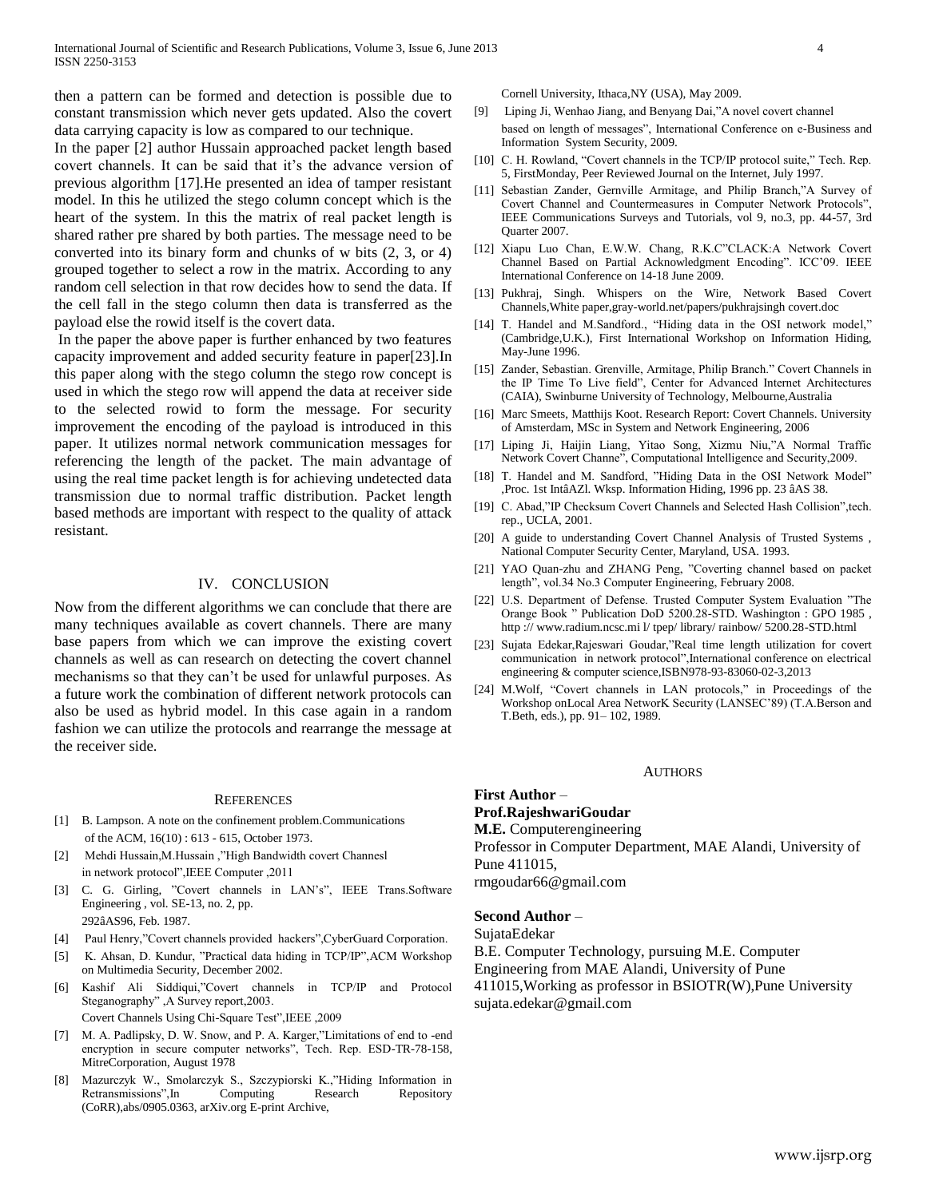then a pattern can be formed and detection is possible due to constant transmission which never gets updated. Also the covert data carrying capacity is low as compared to our technique.

In the paper [2] author Hussain approached packet length based covert channels. It can be said that it's the advance version of previous algorithm [17].He presented an idea of tamper resistant model. In this he utilized the stego column concept which is the heart of the system. In this the matrix of real packet length is shared rather pre shared by both parties. The message need to be converted into its binary form and chunks of w bits (2, 3, or 4) grouped together to select a row in the matrix. According to any random cell selection in that row decides how to send the data. If the cell fall in the stego column then data is transferred as the payload else the rowid itself is the covert data.

In the paper the above paper is further enhanced by two features capacity improvement and added security feature in paper[23].In this paper along with the stego column the stego row concept is used in which the stego row will append the data at receiver side to the selected rowid to form the message. For security improvement the encoding of the payload is introduced in this paper. It utilizes normal network communication messages for referencing the length of the packet. The main advantage of using the real time packet length is for achieving undetected data transmission due to normal traffic distribution. Packet length based methods are important with respect to the quality of attack resistant.

## IV. CONCLUSION

Now from the different algorithms we can conclude that there are many techniques available as covert channels. There are many base papers from which we can improve the existing covert channels as well as can research on detecting the covert channel mechanisms so that they can't be used for unlawful purposes. As a future work the combination of different network protocols can also be used as hybrid model. In this case again in a random fashion we can utilize the protocols and rearrange the message at the receiver side.

## REFERENCES

[1] B. Lampson. A note on the confinement problem.Communications of the ACM, 16(10) : 613 - 615, October 1973.

[2] Mehdi Hussain,M.Hussain ,"High Bandwidth covert Channesl in network protocol",IEEE Computer ,2011

[3] C. G. Girling, "Covert channels in LAN's", IEEE Trans.Software Engineering , vol. SE-13, no. 2, pp. 292âAS96, Feb. 1987.

[4] Paul Henry,"Covert channels provided hackers",CyberGuard Corporation.

[5] K. Ahsan, D. Kundur, "Practical data hiding in TCP/IP",ACM Workshop on Multimedia Security, December 2002.

[6] Kashif Ali Siddiqui,"Covert channels in TCP/IP and Protocol Steganography" ,A Survey report,2003. Covert Channels Using Chi-Square Test",IEEE ,2009

[7] M. A. Padlipsky, D. W. Snow, and P. A. Karger,"Limitations of end to -end encryption in secure computer networks", Tech. Rep. ESD-TR-78-158, MitreCorporation, August 1978

[8] Mazurczyk W., Smolarczyk S., Szczypiorski K.,"Hiding Information in Retransmissions",In Computing Research Repository (CoRR),abs/0905.0363, arXiv.org E-print Archive, Cornell University, Ithaca,NY (USA), May 2009.

[9] Liping Ji, Wenhao Jiang, and Benyang Dai,"A novel covert channel based on length of messages", International Conference on e-Business and Information System Security, 2009.

[10] C. H. Rowland, "Covert channels in the TCP/IP protocol suite," Tech. Rep. 5, FirstMonday, Peer Reviewed Journal on the Internet, July 1997.

[11] Sebastian Zander, Gernville Armitage, and Philip Branch,"A Survey of Covert Channel and Countermeasures in Computer Network Protocols", IEEE Communications Surveys and Tutorials, vol 9, no.3, pp. 44-57, 3rd Quarter 2007.

[12] Xiapu Luo Chan, E.W.W. Chang, R.K.C"CLACK:A Network Covert Channel Based on Partial Acknowledgment Encoding". ICC'09. IEEE International Conference on 14-18 June 2009.

[13] Pukhraj, Singh. Whispers on the Wire, Network Based Covert Channels,White paper,gray-world.net/papers/pukhrajsingh covert.doc

[14] T. Handel and M.Sandford., "Hiding data in the OSI network model," (Cambridge,U.K.), First International Workshop on Information Hiding, May-June 1996.

[15] Zander, Sebastian. Grenville, Armitage, Philip Branch." Covert Channels in the IP Time To Live field", Center for Advanced Internet Architectures (CAIA), Swinburne University of Technology, Melbourne,Australia

[16] Marc Smeets, Matthijs Koot. Research Report: Covert Channels. University of Amsterdam, MSc in System and Network Engineering, 2006

[17] Liping Ji, Haijin Liang, Yitao Song, Xizmu Niu,"A Normal Traffic Network Covert Channe", Computational Intelligence and Security,2009.

[18] T. Handel and M. Sandford, "Hiding Data in the OSI Network Model" ,Proc. 1st IntâAZl. Wksp. Information Hiding, 1996 pp. 23 âAS 38.

[19] C. Abad,"IP Checksum Covert Channels and Selected Hash Collision",tech. rep., UCLA, 2001.

[20] A guide to understanding Covert Channel Analysis of Trusted Systems , National Computer Security Center, Maryland, USA. 1993.

[21] YAO Quan-zhu and ZHANG Peng, "Coverting channel based on packet length", vol.34 No.3 Computer Engineering, February 2008.

[22] U.S. Department of Defense. Trusted Computer System Evaluation "The Orange Book " Publication DoD 5200.28-STD. Washington : GPO 1985 , http :// www.radium.ncsc.mi l/ tpep/ library/ rainbow/ 5200.28-STD.html

[23] Sujata Edekar,Rajeswari Goudar,"Real time length utilization for covert communication in network protocol",International conference on electrical engineering & computer science,ISBN978-93-83060-02-3,2013

[24] M.Wolf, "Covert channels in LAN protocols," in Proceedings of the Workshop onLocal Area NetworK Security (LANSEC'89) (T.A.Berson and T.Beth, eds.), pp. 91– 102, 1989.

## AUTHORS

**First Author** – **Prof.RajeshwariGoudar**
**M.E.** Computerengineering
Professor in Computer Department, MAE Alandi, University of Pune 411015,
rmgoudar66@gmail.com

**Second Author** –
SujataEdekar
B.E. Computer Technology, pursuing M.E. Computer Engineering from MAE Alandi, University of Pune 411015,Working as professor in BSIOTR(W),Pune University
sujata.edekar@gmail.com